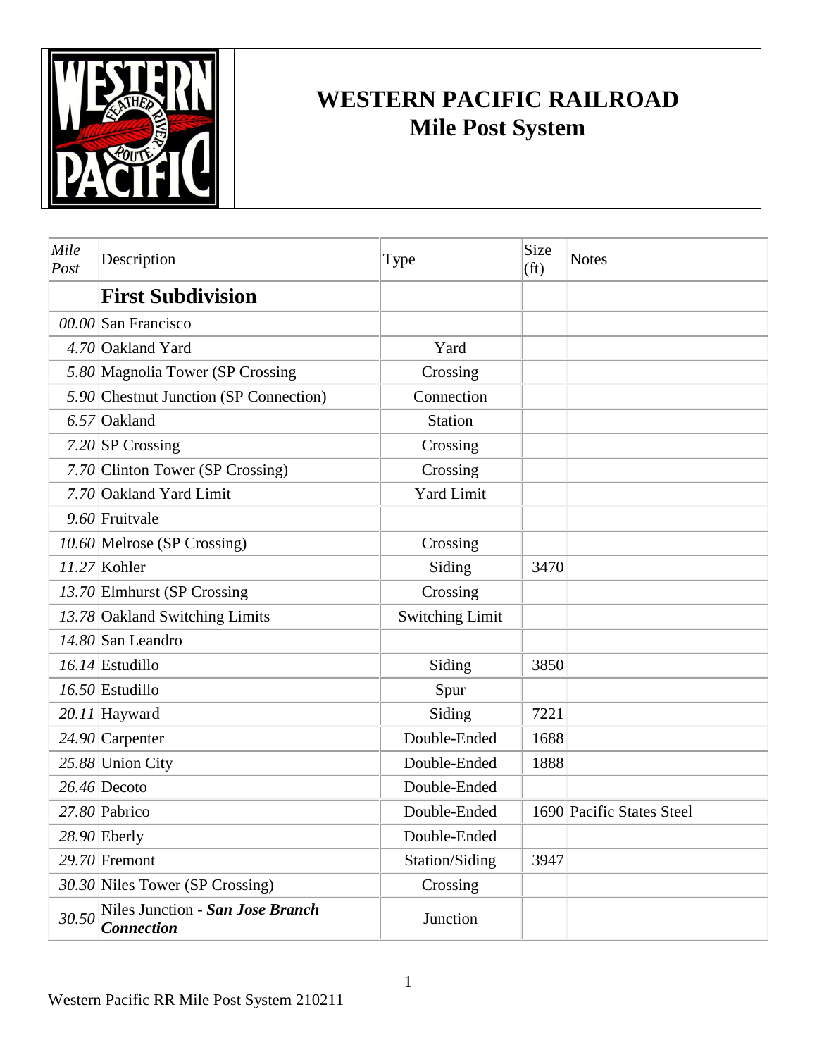# WESTERN PACIFIC RAILROAD
## Mile Post System

| *Mile Post* | Description | Type | Size (ft) | Notes |
|---|---|---|---|---|
| | **First Subdivision** | | | |
| *00.00* | San Francisco | | | |
| *4.70* | Oakland Yard | Yard | | |
| *5.80* | Magnolia Tower (SP Crossing | Crossing | | |
| *5.90* | Chestnut Junction (SP Connection) | Connection | | |
| *6.57* | Oakland | Station | | |
| *7.20* | SP Crossing | Crossing | | |
| *7.70* | Clinton Tower (SP Crossing) | Crossing | | |
| *7.70* | Oakland Yard Limit | Yard Limit | | |
| *9.60* | Fruitvale | | | |
| *10.60* | Melrose (SP Crossing) | Crossing | | |
| *11.27* | Kohler | Siding | 3470 | |
| *13.70* | Elmhurst (SP Crossing | Crossing | | |
| *13.78* | Oakland Switching Limits | Switching Limit | | |
| *14.80* | San Leandro | | | |
| *16.14* | Estudillo | Siding | 3850 | |
| *16.50* | Estudillo | Spur | | |
| *20.11* | Hayward | Siding | 7221 | |
| *24.90* | Carpenter | Double-Ended | 1688 | |
| *25.88* | Union City | Double-Ended | 1888 | |
| *26.46* | Decoto | Double-Ended | | |
| *27.80* | Pabrico | Double-Ended | 1690 | Pacific States Steel |
| *28.90* | Eberly | Double-Ended | | |
| *29.70* | Fremont | Station/Siding | 3947 | |
| *30.30* | Niles Tower (SP Crossing) | Crossing | | |
| *30.50* | Niles Junction - ***San Jose Branch Connection*** | Junction | | |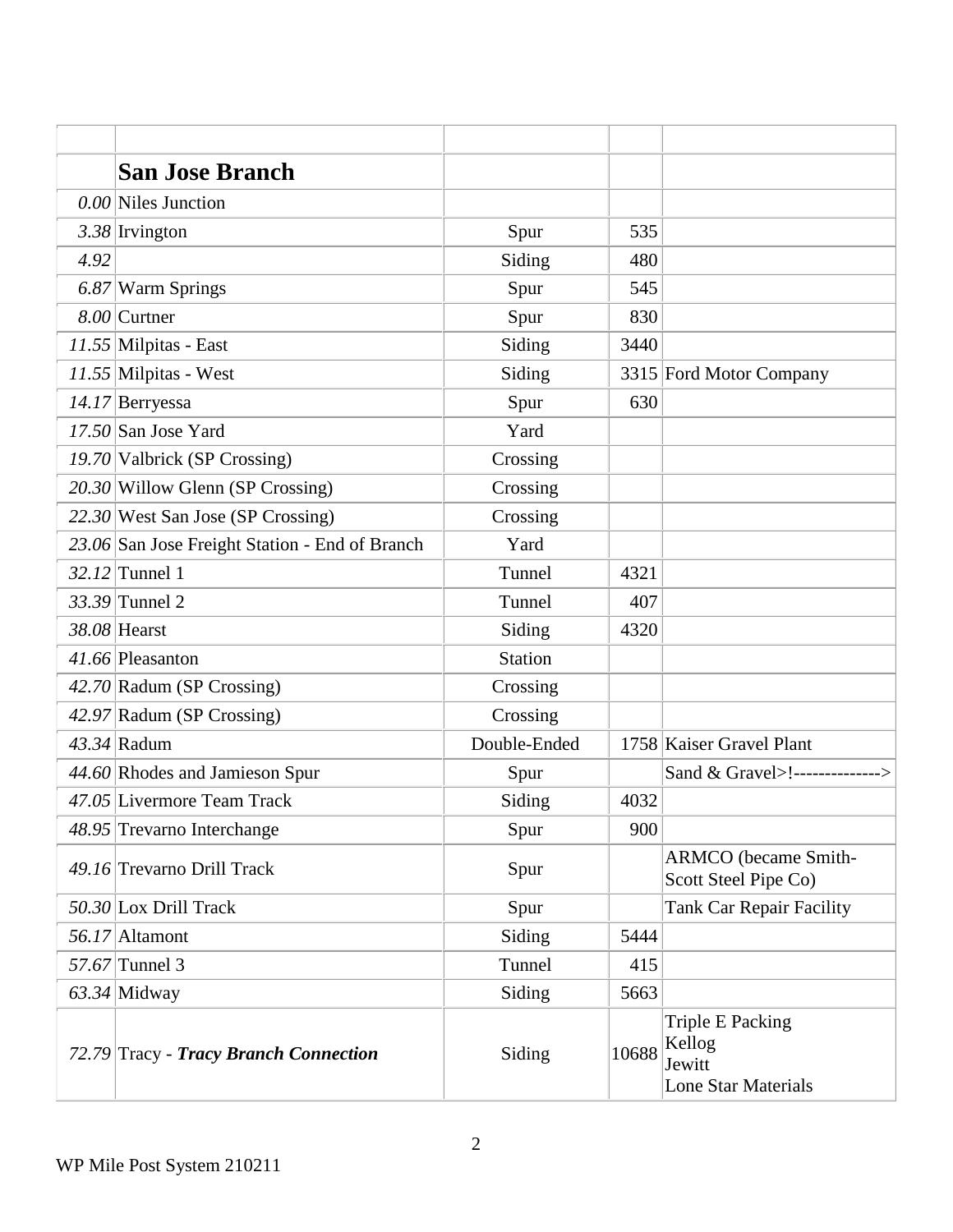| | | | | |
|---|---|---|---|---|
| | **San Jose Branch** | | | |
| *0.00* | Niles Junction | | | |
| *3.38* | Irvington | Spur | 535 | |
| *4.92* | | Siding | 480 | |
| *6.87* | Warm Springs | Spur | 545 | |
| *8.00* | Curtner | Spur | 830 | |
| *11.55* | Milpitas - East | Siding | 3440 | |
| *11.55* | Milpitas - West | Siding | 3315 | Ford Motor Company |
| *14.17* | Berryessa | Spur | 630 | |
| *17.50* | San Jose Yard | Yard | | |
| *19.70* | Valbrick (SP Crossing) | Crossing | | |
| *20.30* | Willow Glenn (SP Crossing) | Crossing | | |
| *22.30* | West San Jose (SP Crossing) | Crossing | | |
| *23.06* | San Jose Freight Station - End of Branch | Yard | | |
| *32.12* | Tunnel 1 | Tunnel | 4321 | |
| *33.39* | Tunnel 2 | Tunnel | 407 | |
| *38.08* | Hearst | Siding | 4320 | |
| *41.66* | Pleasanton | Station | | |
| *42.70* | Radum (SP Crossing) | Crossing | | |
| *42.97* | Radum (SP Crossing) | Crossing | | |
| *43.34* | Radum | Double-Ended | 1758 | Kaiser Gravel Plant |
| *44.60* | Rhodes and Jamieson Spur | Spur | | Sand & Gravel>!--------------> |
| *47.05* | Livermore Team Track | Siding | 4032 | |
| *48.95* | Trevarno Interchange | Spur | 900 | |
| *49.16* | Trevarno Drill Track | Spur | | ARMCO (became Smith-Scott Steel Pipe Co) |
| *50.30* | Lox Drill Track | Spur | | Tank Car Repair Facility |
| *56.17* | Altamont | Siding | 5444 | |
| *57.67* | Tunnel 3 | Tunnel | 415 | |
| *63.34* | Midway | Siding | 5663 | |
| *72.79* | Tracy - ***Tracy Branch Connection*** | Siding | 10688 | Triple E Packing<br>Kellog<br>Jewitt<br>Lone Star Materials |

WP Mile Post System 210211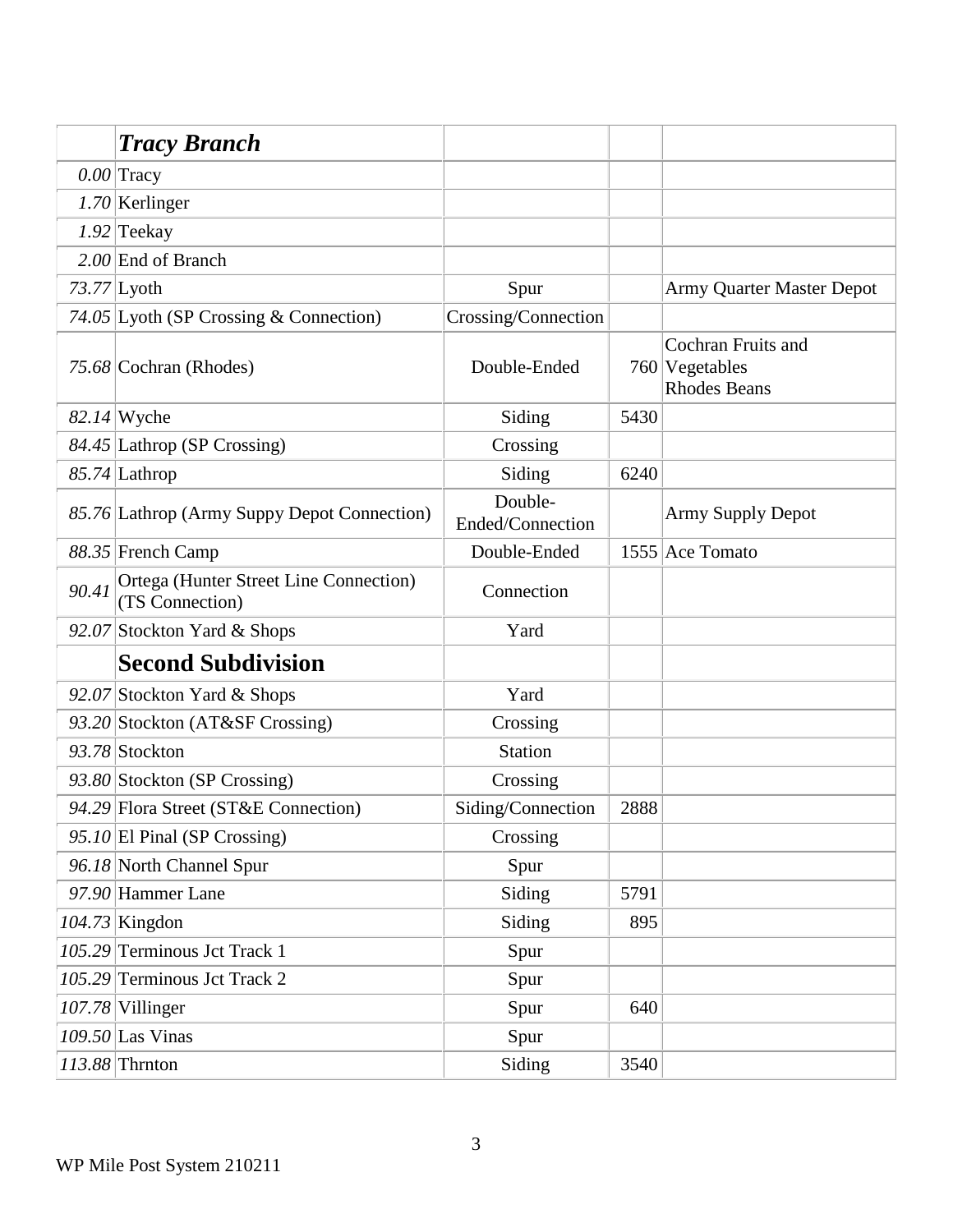| | *Tracy Branch* | | | |
|---|---|---|---|---|
| *0.00* | Tracy | | | |
| *1.70* | Kerlinger | | | |
| *1.92* | Teekay | | | |
| *2.00* | End of Branch | | | |
| *73.77* | Lyoth | Spur | | Army Quarter Master Depot |
| *74.05* | Lyoth (SP Crossing & Connection) | Crossing/Connection | | |
| *75.68* | Cochran (Rhodes) | Double-Ended | 760 | Cochran Fruits and Vegetables Rhodes Beans |
| *82.14* | Wyche | Siding | 5430 | |
| *84.45* | Lathrop (SP Crossing) | Crossing | | |
| *85.74* | Lathrop | Siding | 6240 | |
| *85.76* | Lathrop (Army Suppy Depot Connection) | Double-Ended/Connection | | Army Supply Depot |
| *88.35* | French Camp | Double-Ended | 1555 | Ace Tomato |
| *90.41* | Ortega (Hunter Street Line Connection) (TS Connection) | Connection | | |
| *92.07* | Stockton Yard & Shops | Yard | | |
| | **Second Subdivision** | | | |
| *92.07* | Stockton Yard & Shops | Yard | | |
| *93.20* | Stockton (AT&SF Crossing) | Crossing | | |
| *93.78* | Stockton | Station | | |
| *93.80* | Stockton (SP Crossing) | Crossing | | |
| *94.29* | Flora Street (ST&E Connection) | Siding/Connection | 2888 | |
| *95.10* | El Pinal (SP Crossing) | Crossing | | |
| *96.18* | North Channel Spur | Spur | | |
| *97.90* | Hammer Lane | Siding | 5791 | |
| *104.73* | Kingdon | Siding | 895 | |
| *105.29* | Terminous Jct Track 1 | Spur | | |
| *105.29* | Terminous Jct Track 2 | Spur | | |
| *107.78* | Villinger | Spur | 640 | |
| *109.50* | Las Vinas | Spur | | |
| *113.88* | Thrnton | Siding | 3540 | |

WP Mile Post System 210211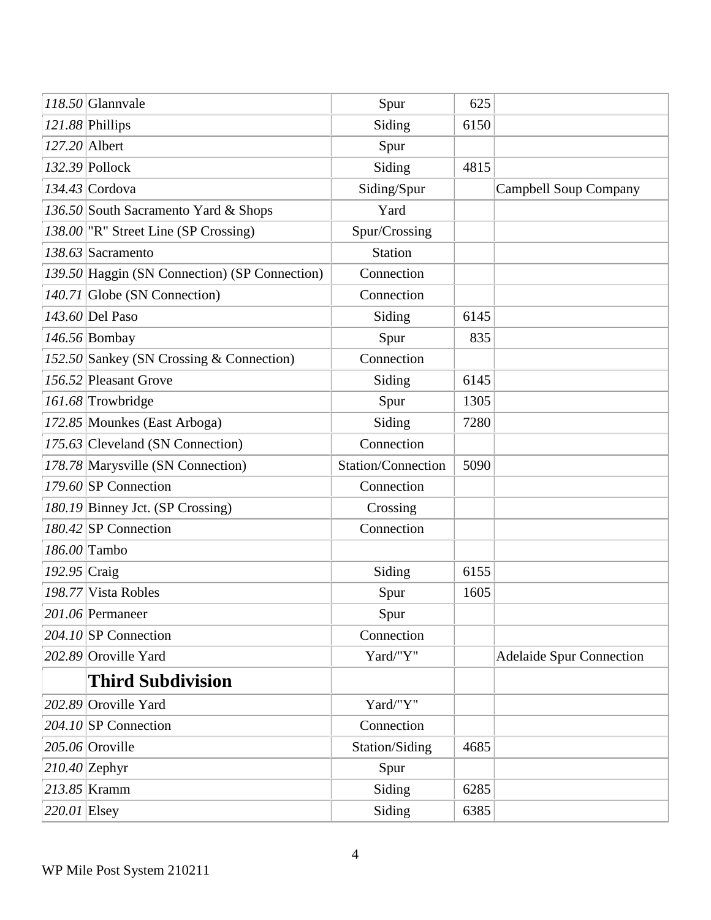| | | | | |
|---|---|---|---|---|
| *118.50* | Glannvale | Spur | 625 | |
| *121.88* | Phillips | Siding | 6150 | |
| *127.20* | Albert | Spur | | |
| *132.39* | Pollock | Siding | 4815 | |
| *134.43* | Cordova | Siding/Spur | | Campbell Soup Company |
| *136.50* | South Sacramento Yard & Shops | Yard | | |
| *138.00* | "R" Street Line (SP Crossing) | Spur/Crossing | | |
| *138.63* | Sacramento | Station | | |
| *139.50* | Haggin (SN Connection) (SP Connection) | Connection | | |
| *140.71* | Globe (SN Connection) | Connection | | |
| *143.60* | Del Paso | Siding | 6145 | |
| *146.56* | Bombay | Spur | 835 | |
| *152.50* | Sankey (SN Crossing & Connection) | Connection | | |
| *156.52* | Pleasant Grove | Siding | 6145 | |
| *161.68* | Trowbridge | Spur | 1305 | |
| *172.85* | Mounkes (East Arboga) | Siding | 7280 | |
| *175.63* | Cleveland (SN Connection) | Connection | | |
| *178.78* | Marysville (SN Connection) | Station/Connection | 5090 | |
| *179.60* | SP Connection | Connection | | |
| *180.19* | Binney Jct. (SP Crossing) | Crossing | | |
| *180.42* | SP Connection | Connection | | |
| *186.00* | Tambo | | | |
| *192.95* | Craig | Siding | 6155 | |
| *198.77* | Vista Robles | Spur | 1605 | |
| *201.06* | Permaneer | Spur | | |
| *204.10* | SP Connection | Connection | | |
| *202.89* | Oroville Yard | Yard/"Y" | | Adelaide Spur Connection |
| | **Third Subdivision** | | | |
| *202.89* | Oroville Yard | Yard/"Y" | | |
| *204.10* | SP Connection | Connection | | |
| *205.06* | Oroville | Station/Siding | 4685 | |
| *210.40* | Zephyr | Spur | | |
| *213.85* | Kramm | Siding | 6285 | |
| *220.01* | Elsey | Siding | 6385 | |

WP Mile Post System 210211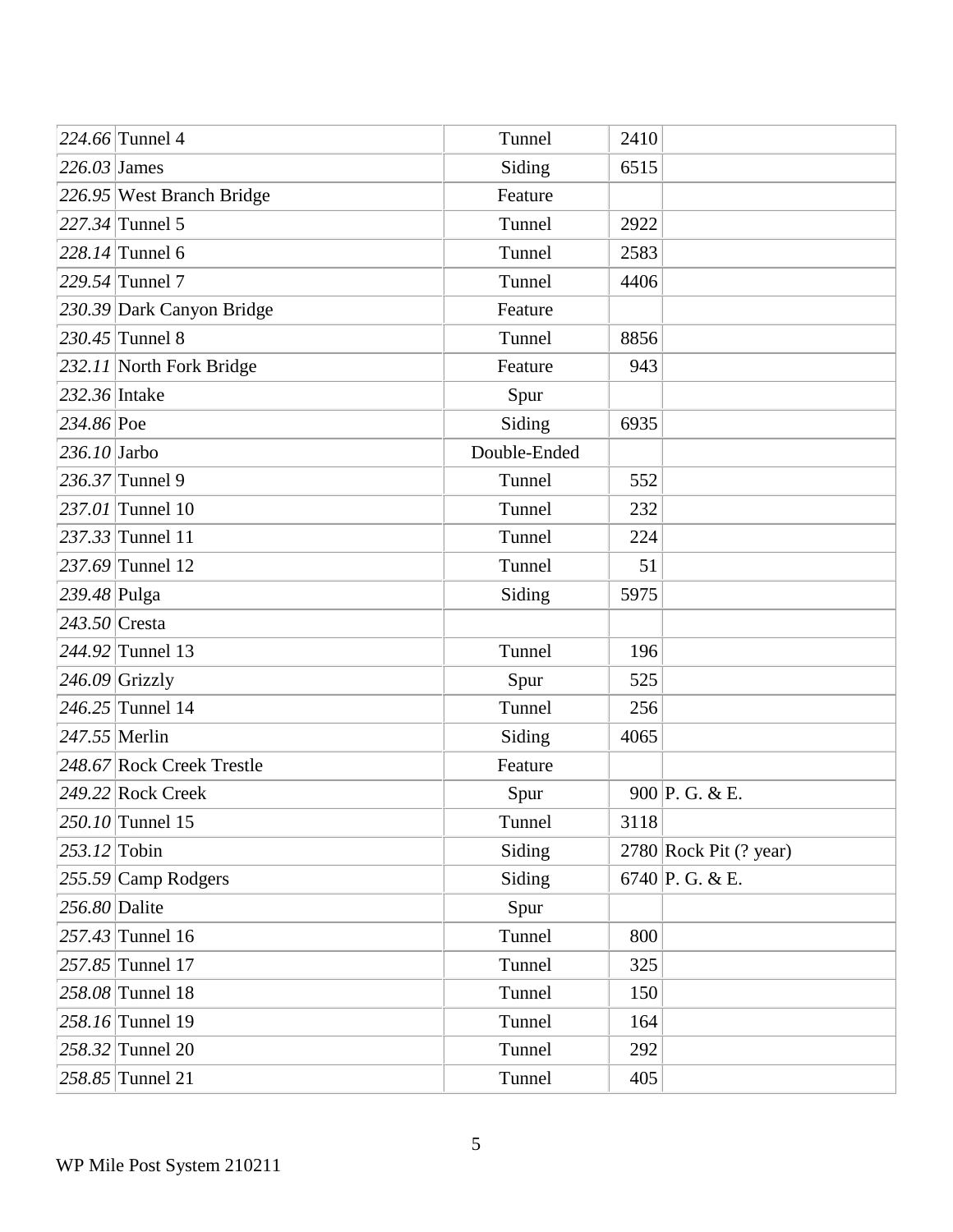| | | | | |
|---|---|---|---|---|
| *224.66* | Tunnel 4 | Tunnel | 2410 | |
| *226.03* | James | Siding | 6515 | |
| *226.95* | West Branch Bridge | Feature | | |
| *227.34* | Tunnel 5 | Tunnel | 2922 | |
| *228.14* | Tunnel 6 | Tunnel | 2583 | |
| *229.54* | Tunnel 7 | Tunnel | 4406 | |
| *230.39* | Dark Canyon Bridge | Feature | | |
| *230.45* | Tunnel 8 | Tunnel | 8856 | |
| *232.11* | North Fork Bridge | Feature | 943 | |
| *232.36* | Intake | Spur | | |
| *234.86* | Poe | Siding | 6935 | |
| *236.10* | Jarbo | Double-Ended | | |
| *236.37* | Tunnel 9 | Tunnel | 552 | |
| *237.01* | Tunnel 10 | Tunnel | 232 | |
| *237.33* | Tunnel 11 | Tunnel | 224 | |
| *237.69* | Tunnel 12 | Tunnel | 51 | |
| *239.48* | Pulga | Siding | 5975 | |
| *243.50* | Cresta | | | |
| *244.92* | Tunnel 13 | Tunnel | 196 | |
| *246.09* | Grizzly | Spur | 525 | |
| *246.25* | Tunnel 14 | Tunnel | 256 | |
| *247.55* | Merlin | Siding | 4065 | |
| *248.67* | Rock Creek Trestle | Feature | | |
| *249.22* | Rock Creek | Spur | 900 | P. G. & E. |
| *250.10* | Tunnel 15 | Tunnel | 3118 | |
| *253.12* | Tobin | Siding | 2780 | Rock Pit (? year) |
| *255.59* | Camp Rodgers | Siding | 6740 | P. G. & E. |
| *256.80* | Dalite | Spur | | |
| *257.43* | Tunnel 16 | Tunnel | 800 | |
| *257.85* | Tunnel 17 | Tunnel | 325 | |
| *258.08* | Tunnel 18 | Tunnel | 150 | |
| *258.16* | Tunnel 19 | Tunnel | 164 | |
| *258.32* | Tunnel 20 | Tunnel | 292 | |
| *258.85* | Tunnel 21 | Tunnel | 405 | |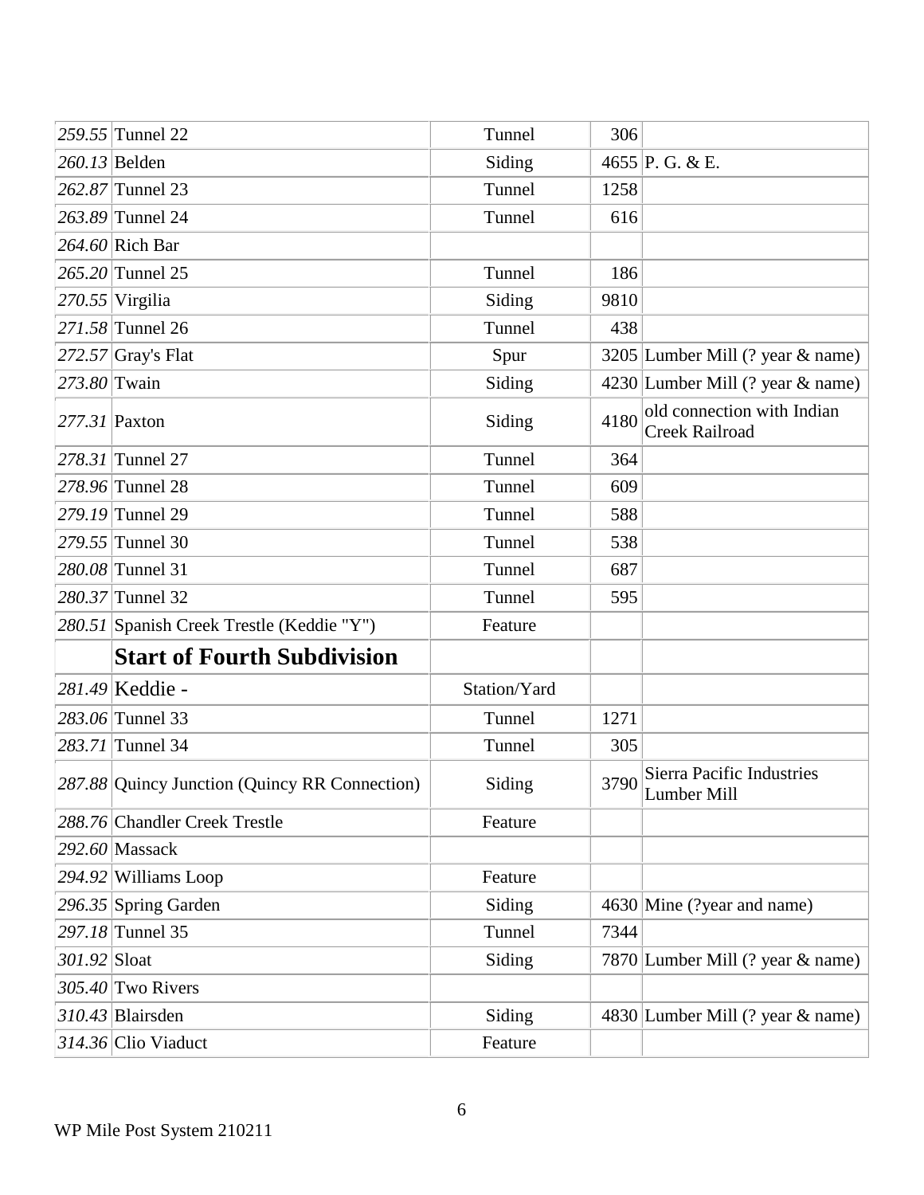| | | | | |
|---|---|---|---|---|
| *259.55* | Tunnel 22 | Tunnel | 306 | |
| *260.13* | Belden | Siding | 4655 | P. G. & E. |
| *262.87* | Tunnel 23 | Tunnel | 1258 | |
| *263.89* | Tunnel 24 | Tunnel | 616 | |
| *264.60* | Rich Bar | | | |
| *265.20* | Tunnel 25 | Tunnel | 186 | |
| *270.55* | Virgilia | Siding | 9810 | |
| *271.58* | Tunnel 26 | Tunnel | 438 | |
| *272.57* | Gray's Flat | Spur | 3205 | Lumber Mill (? year & name) |
| *273.80* | Twain | Siding | 4230 | Lumber Mill (? year & name) |
| *277.31* | Paxton | Siding | 4180 | old connection with Indian Creek Railroad |
| *278.31* | Tunnel 27 | Tunnel | 364 | |
| *278.96* | Tunnel 28 | Tunnel | 609 | |
| *279.19* | Tunnel 29 | Tunnel | 588 | |
| *279.55* | Tunnel 30 | Tunnel | 538 | |
| *280.08* | Tunnel 31 | Tunnel | 687 | |
| *280.37* | Tunnel 32 | Tunnel | 595 | |
| *280.51* | Spanish Creek Trestle (Keddie "Y") | Feature | | |
| | **Start of Fourth Subdivision** | | | |
| *281.49* | Keddie - | Station/Yard | | |
| *283.06* | Tunnel 33 | Tunnel | 1271 | |
| *283.71* | Tunnel 34 | Tunnel | 305 | |
| *287.88* | Quincy Junction (Quincy RR Connection) | Siding | 3790 | Sierra Pacific Industries Lumber Mill |
| *288.76* | Chandler Creek Trestle | Feature | | |
| *292.60* | Massack | | | |
| *294.92* | Williams Loop | Feature | | |
| *296.35* | Spring Garden | Siding | 4630 | Mine (?year and name) |
| *297.18* | Tunnel 35 | Tunnel | 7344 | |
| *301.92* | Sloat | Siding | 7870 | Lumber Mill (? year & name) |
| *305.40* | Two Rivers | | | |
| *310.43* | Blairsden | Siding | 4830 | Lumber Mill (? year & name) |
| *314.36* | Clio Viaduct | Feature | | |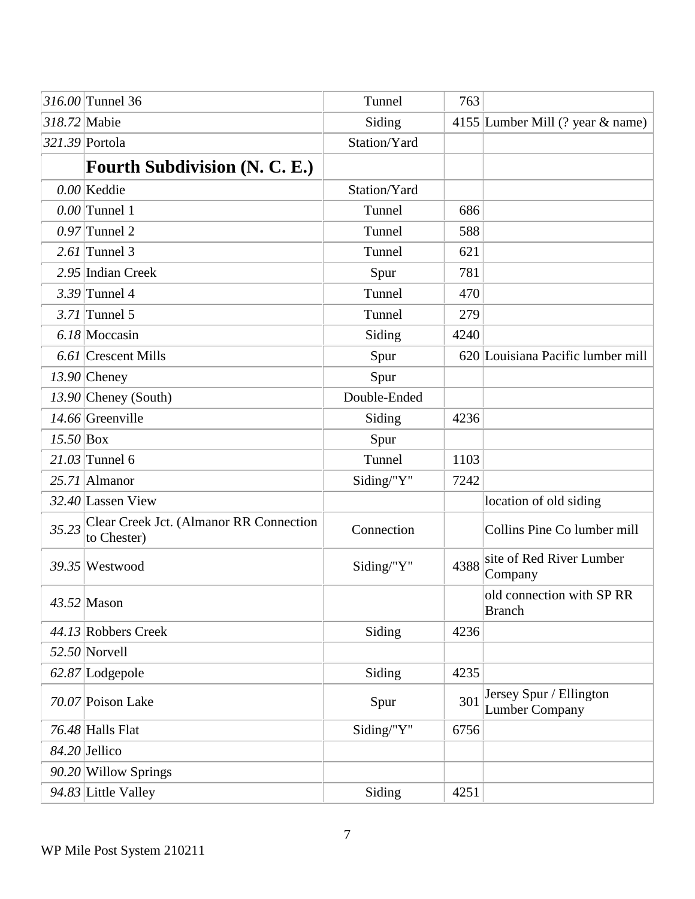| | | | | |
|---|---|---|---|---|
| *316.00* | Tunnel 36 | Tunnel | 763 | |
| *318.72* | Mabie | Siding | 4155 | Lumber Mill (? year & name) |
| *321.39* | Portola | Station/Yard | | |
| | **Fourth Subdivision (N. C. E.)** | | | |
| *0.00* | Keddie | Station/Yard | | |
| *0.00* | Tunnel 1 | Tunnel | 686 | |
| *0.97* | Tunnel 2 | Tunnel | 588 | |
| *2.61* | Tunnel 3 | Tunnel | 621 | |
| *2.95* | Indian Creek | Spur | 781 | |
| *3.39* | Tunnel 4 | Tunnel | 470 | |
| *3.71* | Tunnel 5 | Tunnel | 279 | |
| *6.18* | Moccasin | Siding | 4240 | |
| *6.61* | Crescent Mills | Spur | 620 | Louisiana Pacific lumber mill |
| *13.90* | Cheney | Spur | | |
| *13.90* | Cheney (South) | Double-Ended | | |
| *14.66* | Greenville | Siding | 4236 | |
| *15.50* | Box | Spur | | |
| *21.03* | Tunnel 6 | Tunnel | 1103 | |
| *25.71* | Almanor | Siding/"Y" | 7242 | |
| *32.40* | Lassen View | | | location of old siding |
| *35.23* | Clear Creek Jct. (Almanor RR Connection to Chester) | Connection | | Collins Pine Co lumber mill |
| *39.35* | Westwood | Siding/"Y" | 4388 | site of Red River Lumber Company |
| *43.52* | Mason | | | old connection with SP RR Branch |
| *44.13* | Robbers Creek | Siding | 4236 | |
| *52.50* | Norvell | | | |
| *62.87* | Lodgepole | Siding | 4235 | |
| *70.07* | Poison Lake | Spur | 301 | Jersey Spur / Ellington Lumber Company |
| *76.48* | Halls Flat | Siding/"Y" | 6756 | |
| *84.20* | Jellico | | | |
| *90.20* | Willow Springs | | | |
| *94.83* | Little Valley | Siding | 4251 | |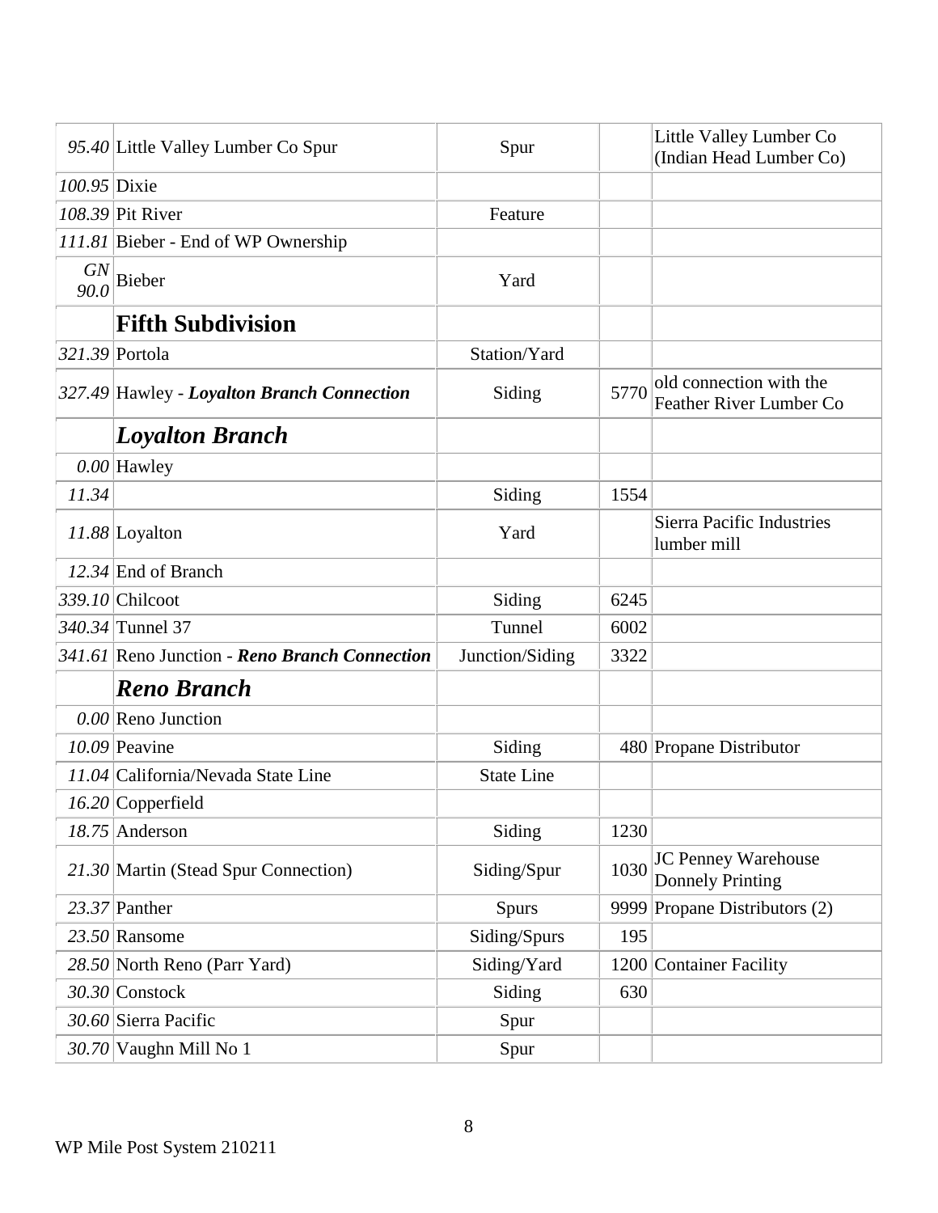| | | | | |
|---|---|---|---|---|
| *95.40* | Little Valley Lumber Co Spur | Spur | | Little Valley Lumber Co (Indian Head Lumber Co) |
| *100.95* | Dixie | | | |
| *108.39* | Pit River | Feature | | |
| *111.81* | Bieber - End of WP Ownership | | | |
| *GN 90.0* | Bieber | Yard | | |
| | **Fifth Subdivision** | | | |
| *321.39* | Portola | Station/Yard | | |
| *327.49* | Hawley - ***Loyalton Branch Connection*** | Siding | 5770 | old connection with the Feather River Lumber Co |
| | ***Loyalton Branch*** | | | |
| *0.00* | Hawley | | | |
| *11.34* | | Siding | 1554 | |
| *11.88* | Loyalton | Yard | | Sierra Pacific Industries lumber mill |
| *12.34* | End of Branch | | | |
| *339.10* | Chilcoot | Siding | 6245 | |
| *340.34* | Tunnel 37 | Tunnel | 6002 | |
| *341.61* | Reno Junction - ***Reno Branch Connection*** | Junction/Siding | 3322 | |
| | ***Reno Branch*** | | | |
| *0.00* | Reno Junction | | | |
| *10.09* | Peavine | Siding | 480 | Propane Distributor |
| *11.04* | California/Nevada State Line | State Line | | |
| *16.20* | Copperfield | | | |
| *18.75* | Anderson | Siding | 1230 | |
| *21.30* | Martin (Stead Spur Connection) | Siding/Spur | 1030 | JC Penney Warehouse Donnely Printing |
| *23.37* | Panther | Spurs | 9999 | Propane Distributors (2) |
| *23.50* | Ransome | Siding/Spurs | 195 | |
| *28.50* | North Reno (Parr Yard) | Siding/Yard | 1200 | Container Facility |
| *30.30* | Constock | Siding | 630 | |
| *30.60* | Sierra Pacific | Spur | | |
| *30.70* | Vaughn Mill No 1 | Spur | | |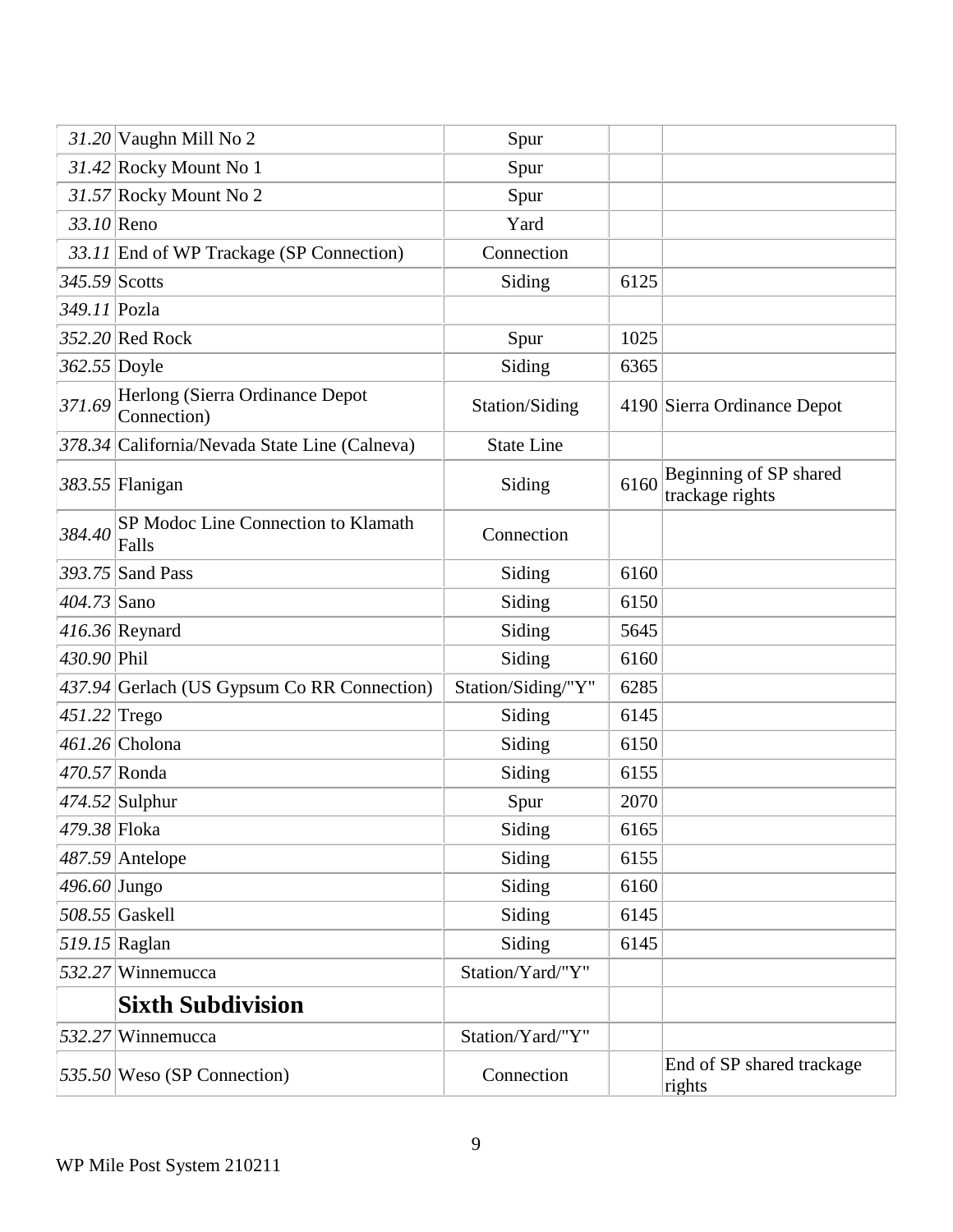| | | | | |
|---|---|---|---|---|
| *31.20* | Vaughn Mill No 2 | Spur | | |
| *31.42* | Rocky Mount No 1 | Spur | | |
| *31.57* | Rocky Mount No 2 | Spur | | |
| *33.10* | Reno | Yard | | |
| *33.11* | End of WP Trackage (SP Connection) | Connection | | |
| *345.59* | Scotts | Siding | 6125 | |
| *349.11* | Pozla | | | |
| *352.20* | Red Rock | Spur | 1025 | |
| *362.55* | Doyle | Siding | 6365 | |
| *371.69* | Herlong (Sierra Ordinance Depot Connection) | Station/Siding | 4190 | Sierra Ordinance Depot |
| *378.34* | California/Nevada State Line (Calneva) | State Line | | |
| *383.55* | Flanigan | Siding | 6160 | Beginning of SP shared trackage rights |
| *384.40* | SP Modoc Line Connection to Klamath Falls | Connection | | |
| *393.75* | Sand Pass | Siding | 6160 | |
| *404.73* | Sano | Siding | 6150 | |
| *416.36* | Reynard | Siding | 5645 | |
| *430.90* | Phil | Siding | 6160 | |
| *437.94* | Gerlach (US Gypsum Co RR Connection) | Station/Siding/"Y" | 6285 | |
| *451.22* | Trego | Siding | 6145 | |
| *461.26* | Cholona | Siding | 6150 | |
| *470.57* | Ronda | Siding | 6155 | |
| *474.52* | Sulphur | Spur | 2070 | |
| *479.38* | Floka | Siding | 6165 | |
| *487.59* | Antelope | Siding | 6155 | |
| *496.60* | Jungo | Siding | 6160 | |
| *508.55* | Gaskell | Siding | 6145 | |
| *519.15* | Raglan | Siding | 6145 | |
| *532.27* | Winnemucca | Station/Yard/"Y" | | |
| | **Sixth Subdivision** | | | |
| *532.27* | Winnemucca | Station/Yard/"Y" | | |
| *535.50* | Weso (SP Connection) | Connection | | End of SP shared trackage rights |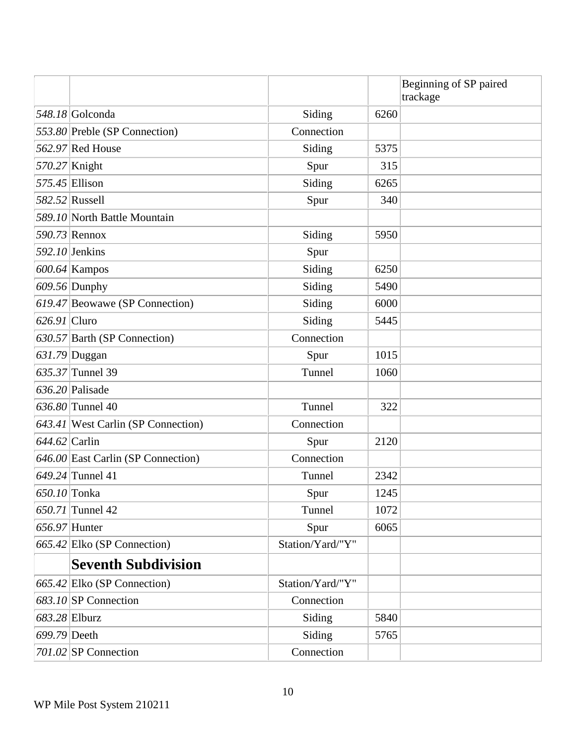| | | | | |
|---|---|---|---|---|
| | | | | Beginning of SP paired trackage |
| *548.18* | Golconda | Siding | 6260 | |
| *553.80* | Preble (SP Connection) | Connection | | |
| *562.97* | Red House | Siding | 5375 | |
| *570.27* | Knight | Spur | 315 | |
| *575.45* | Ellison | Siding | 6265 | |
| *582.52* | Russell | Spur | 340 | |
| *589.10* | North Battle Mountain | | | |
| *590.73* | Rennox | Siding | 5950 | |
| *592.10* | Jenkins | Spur | | |
| *600.64* | Kampos | Siding | 6250 | |
| *609.56* | Dunphy | Siding | 5490 | |
| *619.47* | Beowawe (SP Connection) | Siding | 6000 | |
| *626.91* | Cluro | Siding | 5445 | |
| *630.57* | Barth (SP Connection) | Connection | | |
| *631.79* | Duggan | Spur | 1015 | |
| *635.37* | Tunnel 39 | Tunnel | 1060 | |
| *636.20* | Palisade | | | |
| *636.80* | Tunnel 40 | Tunnel | 322 | |
| *643.41* | West Carlin (SP Connection) | Connection | | |
| *644.62* | Carlin | Spur | 2120 | |
| *646.00* | East Carlin (SP Connection) | Connection | | |
| *649.24* | Tunnel 41 | Tunnel | 2342 | |
| *650.10* | Tonka | Spur | 1245 | |
| *650.71* | Tunnel 42 | Tunnel | 1072 | |
| *656.97* | Hunter | Spur | 6065 | |
| *665.42* | Elko (SP Connection) | Station/Yard/"Y" | | |
| | **Seventh Subdivision** | | | |
| *665.42* | Elko (SP Connection) | Station/Yard/"Y" | | |
| *683.10* | SP Connection | Connection | | |
| *683.28* | Elburz | Siding | 5840 | |
| *699.79* | Deeth | Siding | 5765 | |
| *701.02* | SP Connection | Connection | | |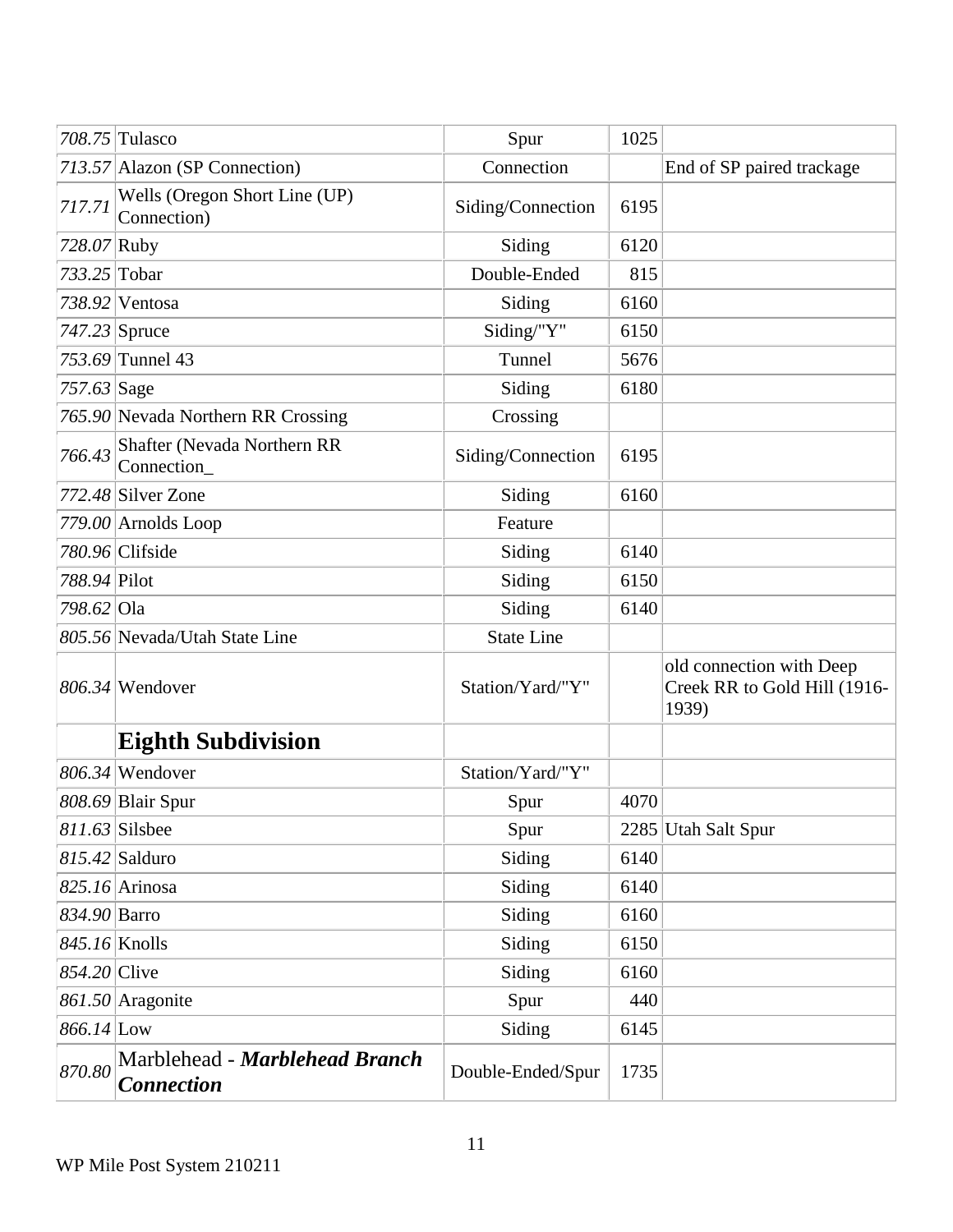| | | | | |
|---|---|---|---|---|
| *708.75* | Tulasco | Spur | 1025 | |
| *713.57* | Alazon (SP Connection) | Connection | | End of SP paired trackage |
| *717.71* | Wells (Oregon Short Line (UP) Connection) | Siding/Connection | 6195 | |
| *728.07* | Ruby | Siding | 6120 | |
| *733.25* | Tobar | Double-Ended | 815 | |
| *738.92* | Ventosa | Siding | 6160 | |
| *747.23* | Spruce | Siding/"Y" | 6150 | |
| *753.69* | Tunnel 43 | Tunnel | 5676 | |
| *757.63* | Sage | Siding | 6180 | |
| *765.90* | Nevada Northern RR Crossing | Crossing | | |
| *766.43* | Shafter (Nevada Northern RR Connection_ | Siding/Connection | 6195 | |
| *772.48* | Silver Zone | Siding | 6160 | |
| *779.00* | Arnolds Loop | Feature | | |
| *780.96* | Clifside | Siding | 6140 | |
| *788.94* | Pilot | Siding | 6150 | |
| *798.62* | Ola | Siding | 6140 | |
| *805.56* | Nevada/Utah State Line | State Line | | |
| *806.34* | Wendover | Station/Yard/"Y" | | old connection with Deep Creek RR to Gold Hill (1916-1939) |
| | **Eighth Subdivision** | | | |
| *806.34* | Wendover | Station/Yard/"Y" | | |
| *808.69* | Blair Spur | Spur | 4070 | |
| *811.63* | Silsbee | Spur | 2285 | Utah Salt Spur |
| *815.42* | Salduro | Siding | 6140 | |
| *825.16* | Arinosa | Siding | 6140 | |
| *834.90* | Barro | Siding | 6160 | |
| *845.16* | Knolls | Siding | 6150 | |
| *854.20* | Clive | Siding | 6160 | |
| *861.50* | Aragonite | Spur | 440 | |
| *866.14* | Low | Siding | 6145 | |
| *870.80* | Marblehead - ***Marblehead Branch Connection*** | Double-Ended/Spur | 1735 | |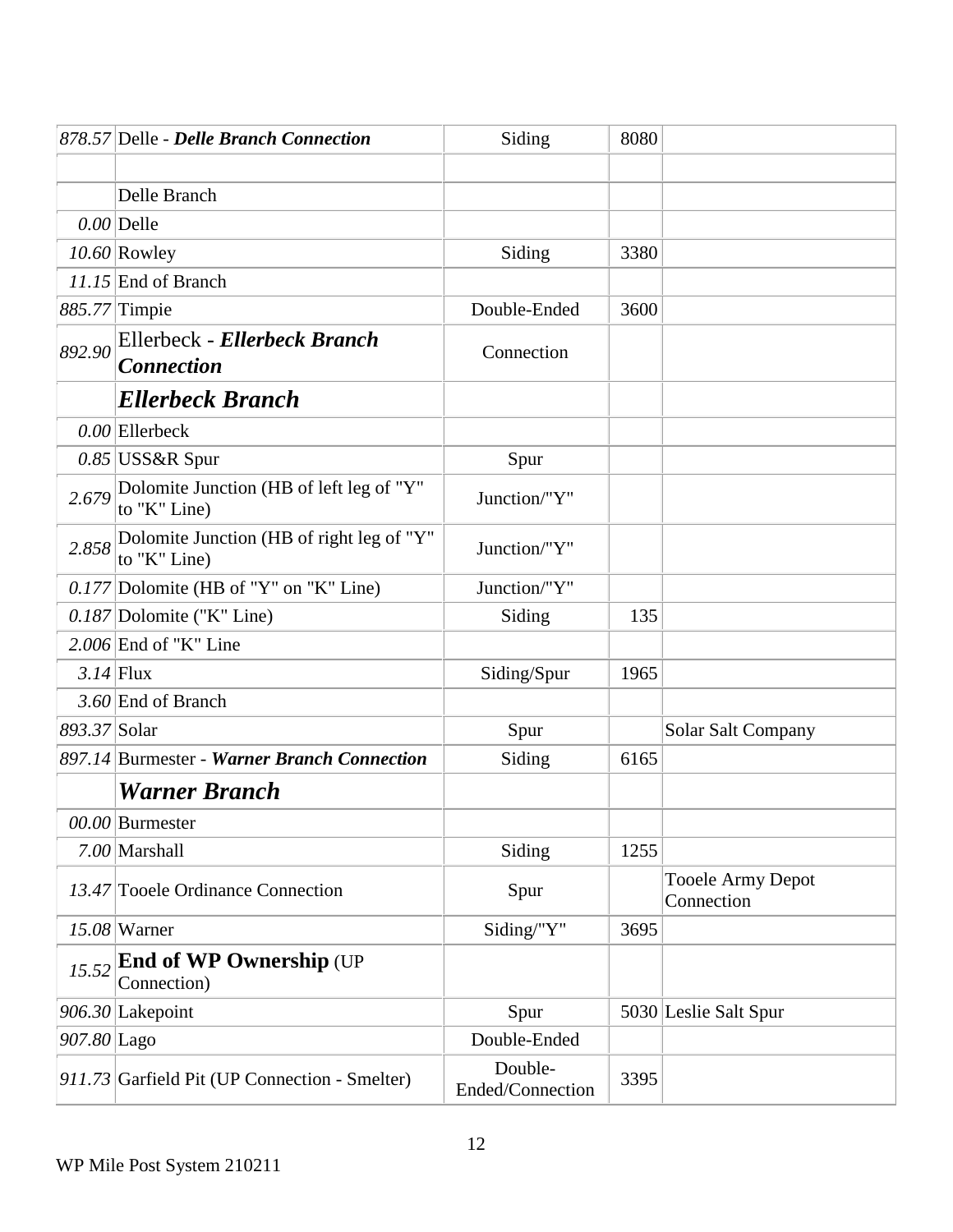| | | | | |
|---|---|---|---|---|
| *878.57* | Delle - ***Delle Branch Connection*** | Siding | 8080 | |
| | | | | |
| | Delle Branch | | | |
| *0.00* | Delle | | | |
| *10.60* | Rowley | Siding | 3380 | |
| *11.15* | End of Branch | | | |
| *885.77* | Timpie | Double-Ended | 3600 | |
| *892.90* | Ellerbeck - ***Ellerbeck Branch Connection*** | Connection | | |
| | ***Ellerbeck Branch*** | | | |
| *0.00* | Ellerbeck | | | |
| *0.85* | USS&R Spur | Spur | | |
| *2.679* | Dolomite Junction (HB of left leg of "Y" to "K" Line) | Junction/"Y" | | |
| *2.858* | Dolomite Junction (HB of right leg of "Y" to "K" Line) | Junction/"Y" | | |
| *0.177* | Dolomite (HB of "Y" on "K" Line) | Junction/"Y" | | |
| *0.187* | Dolomite ("K" Line) | Siding | 135 | |
| *2.006* | End of "K" Line | | | |
| *3.14* | Flux | Siding/Spur | 1965 | |
| *3.60* | End of Branch | | | |
| *893.37* | Solar | Spur | | Solar Salt Company |
| *897.14* | Burmester - ***Warner Branch Connection*** | Siding | 6165 | |
| | ***Warner Branch*** | | | |
| *00.00* | Burmester | | | |
| *7.00* | Marshall | Siding | 1255 | |
| *13.47* | Tooele Ordinance Connection | Spur | | Tooele Army Depot Connection |
| *15.08* | Warner | Siding/"Y" | 3695 | |
| *15.52* | **End of WP Ownership** (UP Connection) | | | |
| *906.30* | Lakepoint | Spur | 5030 | Leslie Salt Spur |
| *907.80* | Lago | Double-Ended | | |
| *911.73* | Garfield Pit (UP Connection - Smelter) | Double-Ended/Connection | 3395 | |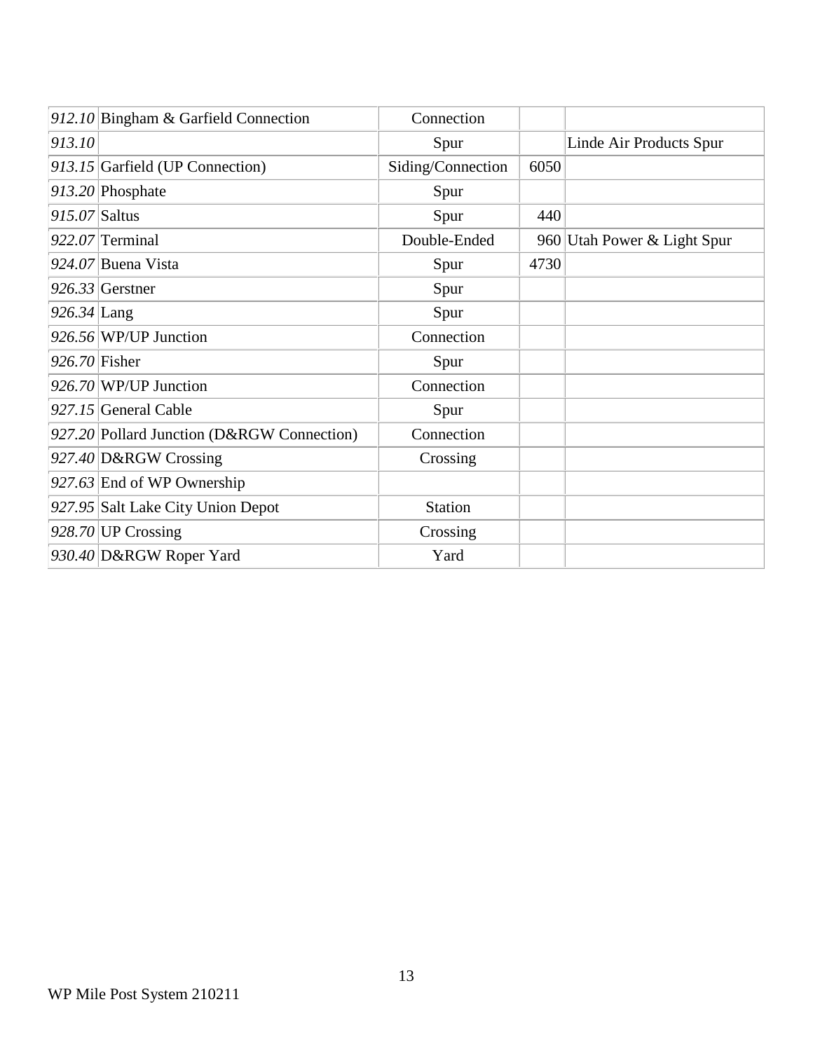| | | | | |
|---|---|---|---|---|
| *912.10* | Bingham & Garfield Connection | Connection | | |
| *913.10* | | Spur | | Linde Air Products Spur |
| *913.15* | Garfield (UP Connection) | Siding/Connection | 6050 | |
| *913.20* | Phosphate | Spur | | |
| *915.07* | Saltus | Spur | 440 | |
| *922.07* | Terminal | Double-Ended | 960 | Utah Power & Light Spur |
| *924.07* | Buena Vista | Spur | 4730 | |
| *926.33* | Gerstner | Spur | | |
| *926.34* | Lang | Spur | | |
| *926.56* | WP/UP Junction | Connection | | |
| *926.70* | Fisher | Spur | | |
| *926.70* | WP/UP Junction | Connection | | |
| *927.15* | General Cable | Spur | | |
| *927.20* | Pollard Junction (D&RGW Connection) | Connection | | |
| *927.40* | D&RGW Crossing | Crossing | | |
| *927.63* | End of WP Ownership | | | |
| *927.95* | Salt Lake City Union Depot | Station | | |
| *928.70* | UP Crossing | Crossing | | |
| *930.40* | D&RGW Roper Yard | Yard | | |